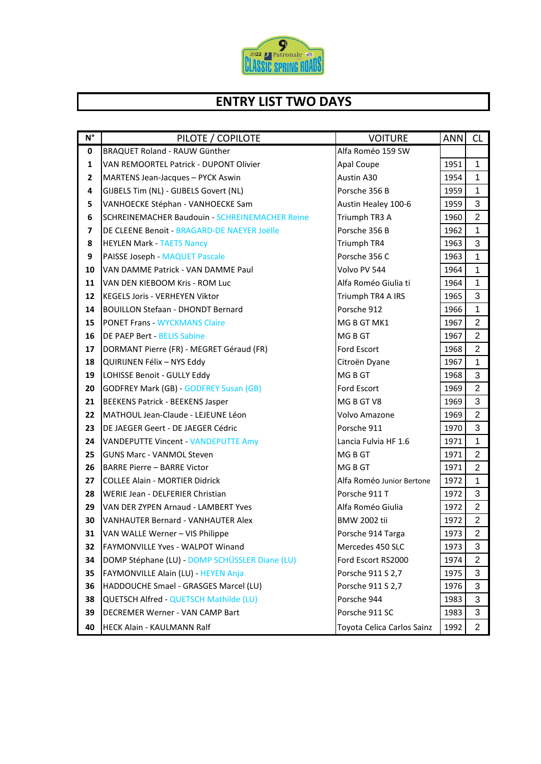# ENTRY LIST TWO DAYS

| N° | PILOTE / COPILOTE | VOITURE | ANN | CL |
|---|---|---|---|---|
| **0** | BRAQUET Roland - RAUW Günther | Alfa Roméo 159 SW | | |
| **1** | VAN REMOORTEL Patrick - DUPONT Olivier | Apal Coupe | 1951 | 1 |
| **2** | MARTENS Jean-Jacques – PYCK Aswin | Austin A30 | 1954 | 1 |
| **4** | GIJBELS Tim (NL) - GIJBELS Govert (NL) | Porsche 356 B | 1959 | 1 |
| **5** | VANHOECKE Stéphan - VANHOECKE Sam | Austin Healey 100-6 | 1959 | 3 |
| **6** | SCHREINEMACHER Baudouin - SCHREINEMACHER Reine | Triumph TR3 A | 1960 | 2 |
| **7** | DE CLEENE Benoit - BRAGARD-DE NAEYER Joëlle | Porsche 356 B | 1962 | 1 |
| **8** | HEYLEN Mark - TAETS Nancy | Triumph TR4 | 1963 | 3 |
| **9** | PAISSE Joseph - MAQUET Pascale | Porsche 356 C | 1963 | 1 |
| **10** | VAN DAMME Patrick - VAN DAMME Paul | Volvo PV 544 | 1964 | 1 |
| **11** | VAN DEN KIEBOOM Kris - ROM Luc | Alfa Roméo Giulia ti | 1964 | 1 |
| **12** | KEGELS Joris - VERHEYEN Viktor | Triumph TR4 A IRS | 1965 | 3 |
| **14** | BOUILLON Stefaan - DHONDT Bernard | Porsche 912 | 1966 | 1 |
| **15** | PONET Frans - WYCKMANS Claire | MG B GT MK1 | 1967 | 2 |
| **16** | DE PAEP Bert - BELIS Sabine | MG B GT | 1967 | 2 |
| **17** | DORMANT Pierre (FR) - MEGRET Géraud (FR) | Ford Escort | 1968 | 2 |
| **18** | QUIRIJNEN Félix – NYS Eddy | Citroën Dyane | 1967 | 1 |
| **19** | LOHISSE Benoit - GULLY Eddy | MG B GT | 1968 | 3 |
| **20** | GODFREY Mark (GB) - GODFREY Susan (GB) | Ford Escort | 1969 | 2 |
| **21** | BEEKENS Patrick - BEEKENS Jasper | MG B GT V8 | 1969 | 3 |
| **22** | MATHOUL Jean-Claude - LEJEUNE Léon | Volvo Amazone | 1969 | 2 |
| **23** | DE JAEGER Geert - DE JAEGER Cédric | Porsche 911 | 1970 | 3 |
| **24** | VANDEPUTTE Vincent - VANDEPUTTE Amy | Lancia Fulvia HF 1.6 | 1971 | 1 |
| **25** | GUNS Marc - VANMOL Steven | MG B GT | 1971 | 2 |
| **26** | BARRE Pierre – BARRE Victor | MG B GT | 1971 | 2 |
| **27** | COLLEE Alain - MORTIER Didrick | Alfa Roméo Junior Bertone | 1972 | 1 |
| **28** | WERIE Jean - DELFERIER Christian | Porsche 911 T | 1972 | 3 |
| **29** | VAN DER ZYPEN Arnaud - LAMBERT Yves | Alfa Roméo Giulia | 1972 | 2 |
| **30** | VANHAUTER Bernard - VANHAUTER Alex | BMW 2002 tii | 1972 | 2 |
| **31** | VAN WALLE Werner – VIS Philippe | Porsche 914 Targa | 1973 | 2 |
| **32** | FAYMONVILLE Yves - WALPOT Winand | Mercedes 450 SLC | 1973 | 3 |
| **34** | DOMP Stéphane (LU) - DOMP SCHÜSSLER Diane (LU) | Ford Escort RS2000 | 1974 | 2 |
| **35** | FAYMONVILLE Alain (LU) - HEYEN Anja | Porsche 911 S 2,7 | 1975 | 3 |
| **36** | HADDOUCHE Smael - GRASGES Marcel (LU) | Porsche 911 S 2,7 | 1976 | 3 |
| **38** | QUETSCH Alfred - QUETSCH Mathilde (LU) | Porsche 944 | 1983 | 3 |
| **39** | DECREMER Werner - VAN CAMP Bart | Porsche 911 SC | 1983 | 3 |
| **40** | HECK Alain - KAULMANN Ralf | Toyota Celica Carlos Sainz | 1992 | 2 |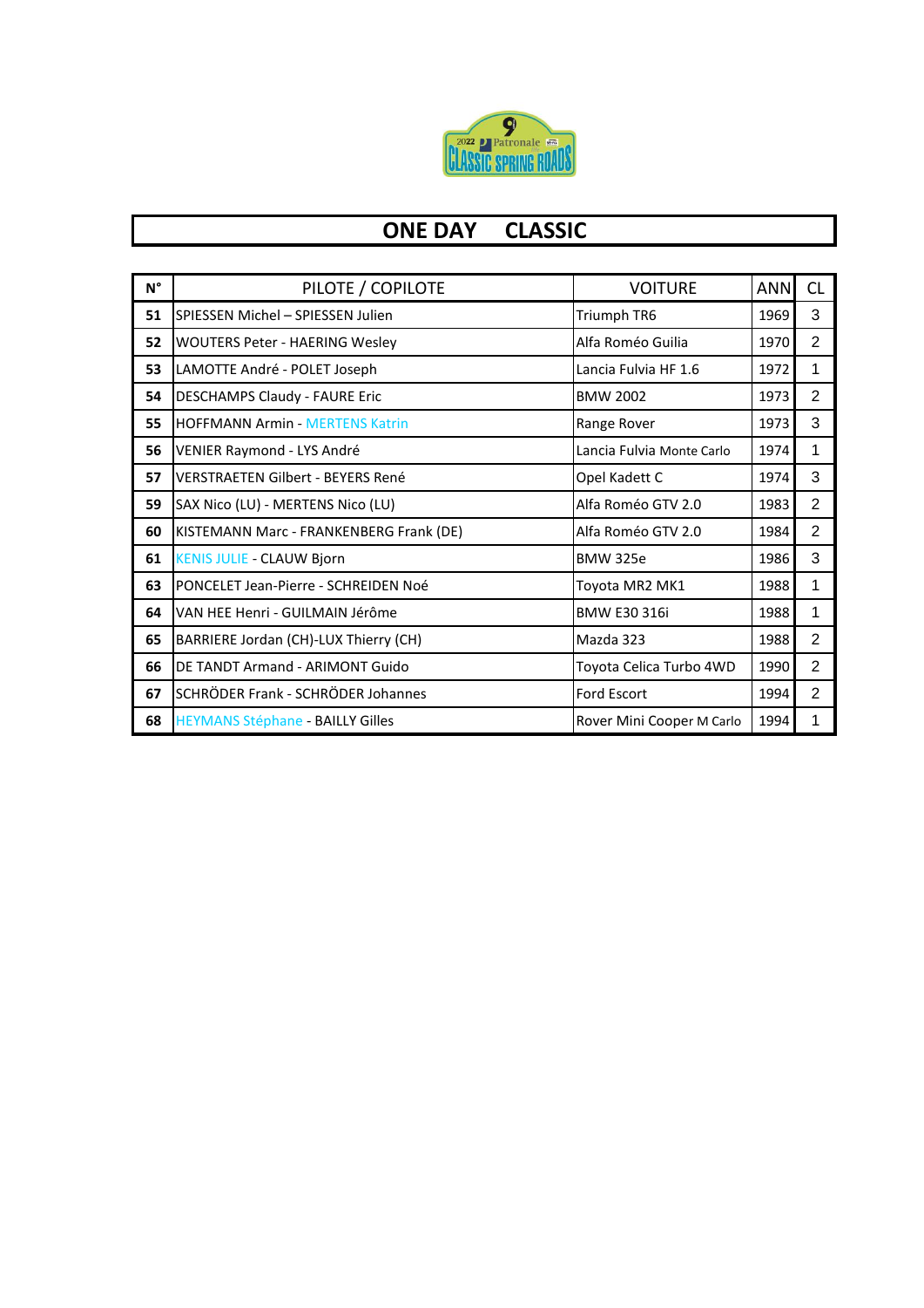# ONE DAY CLASSIC

| N° | PILOTE / COPILOTE | VOITURE | ANN | CL |
|---|---|---|---|---|
| 51 | SPIESSEN Michel – SPIESSEN Julien | Triumph TR6 | 1969 | 3 |
| 52 | WOUTERS Peter - HAERING Wesley | Alfa Roméo Guilia | 1970 | 2 |
| 53 | LAMOTTE André - POLET Joseph | Lancia Fulvia HF 1.6 | 1972 | 1 |
| 54 | DESCHAMPS Claudy - FAURE Eric | BMW 2002 | 1973 | 2 |
| 55 | HOFFMANN Armin - MERTENS Katrin | Range Rover | 1973 | 3 |
| 56 | VENIER Raymond - LYS André | Lancia Fulvia Monte Carlo | 1974 | 1 |
| 57 | VERSTRAETEN Gilbert - BEYERS René | Opel Kadett C | 1974 | 3 |
| 59 | SAX Nico (LU) - MERTENS Nico (LU) | Alfa Roméo GTV 2.0 | 1983 | 2 |
| 60 | KISTEMANN Marc - FRANKENBERG Frank (DE) | Alfa Roméo GTV 2.0 | 1984 | 2 |
| 61 | KENIS JULIE - CLAUW Bjorn | BMW 325e | 1986 | 3 |
| 63 | PONCELET Jean-Pierre - SCHREIDEN Noé | Toyota MR2 MK1 | 1988 | 1 |
| 64 | VAN HEE Henri - GUILMAIN Jérôme | BMW E30 316i | 1988 | 1 |
| 65 | BARRIERE Jordan (CH)-LUX Thierry (CH) | Mazda 323 | 1988 | 2 |
| 66 | DE TANDT Armand - ARIMONT Guido | Toyota Celica Turbo 4WD | 1990 | 2 |
| 67 | SCHRÖDER Frank - SCHRÖDER Johannes | Ford Escort | 1994 | 2 |
| 68 | HEYMANS Stéphane - BAILLY Gilles | Rover Mini Cooper M Carlo | 1994 | 1 |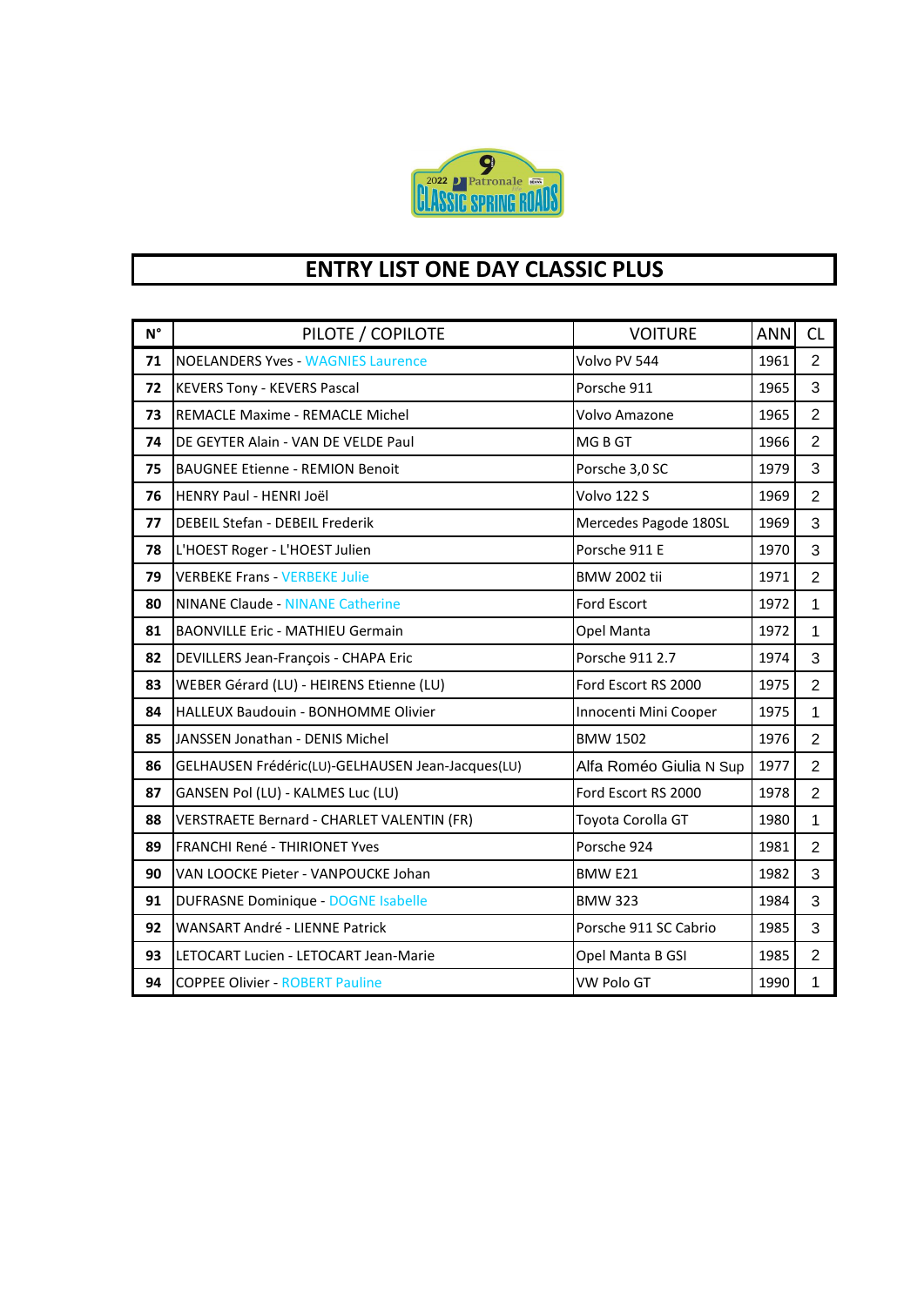# ENTRY LIST ONE DAY CLASSIC PLUS

| N° | PILOTE / COPILOTE | VOITURE | ANN | CL |
|---|---|---|---|---|
| 71 | NOELANDERS Yves - WAGNIES Laurence | Volvo PV 544 | 1961 | 2 |
| 72 | KEVERS Tony - KEVERS Pascal | Porsche 911 | 1965 | 3 |
| 73 | REMACLE Maxime - REMACLE Michel | Volvo Amazone | 1965 | 2 |
| 74 | DE GEYTER Alain - VAN DE VELDE Paul | MG B GT | 1966 | 2 |
| 75 | BAUGNEE Etienne - REMION Benoit | Porsche 3,0 SC | 1979 | 3 |
| 76 | HENRY Paul - HENRI Joël | Volvo 122 S | 1969 | 2 |
| 77 | DEBEIL Stefan - DEBEIL Frederik | Mercedes Pagode 180SL | 1969 | 3 |
| 78 | L'HOEST Roger - L'HOEST Julien | Porsche 911 E | 1970 | 3 |
| 79 | VERBEKE Frans - VERBEKE Julie | BMW 2002 tii | 1971 | 2 |
| 80 | NINANE Claude - NINANE Catherine | Ford Escort | 1972 | 1 |
| 81 | BAONVILLE Eric - MATHIEU Germain | Opel Manta | 1972 | 1 |
| 82 | DEVILLERS Jean-François - CHAPA Eric | Porsche 911 2.7 | 1974 | 3 |
| 83 | WEBER Gérard (LU) - HEIRENS Etienne (LU) | Ford Escort RS 2000 | 1975 | 2 |
| 84 | HALLEUX Baudouin - BONHOMME Olivier | Innocenti Mini Cooper | 1975 | 1 |
| 85 | JANSSEN Jonathan - DENIS Michel | BMW 1502 | 1976 | 2 |
| 86 | GELHAUSEN Frédéric(LU)-GELHAUSEN Jean-Jacques(LU) | Alfa Roméo Giulia N Sup | 1977 | 2 |
| 87 | GANSEN Pol (LU) - KALMES Luc (LU) | Ford Escort RS 2000 | 1978 | 2 |
| 88 | VERSTRAETE Bernard - CHARLET VALENTIN (FR) | Toyota Corolla GT | 1980 | 1 |
| 89 | FRANCHI René - THIRIONET Yves | Porsche 924 | 1981 | 2 |
| 90 | VAN LOOCKE Pieter - VANPOUCKE Johan | BMW E21 | 1982 | 3 |
| 91 | DUFRASNE Dominique - DOGNE Isabelle | BMW 323 | 1984 | 3 |
| 92 | WANSART André - LIENNE Patrick | Porsche 911 SC Cabrio | 1985 | 3 |
| 93 | LETOCART Lucien - LETOCART Jean-Marie | Opel Manta B GSI | 1985 | 2 |
| 94 | COPPEE Olivier - ROBERT Pauline | VW Polo GT | 1990 | 1 |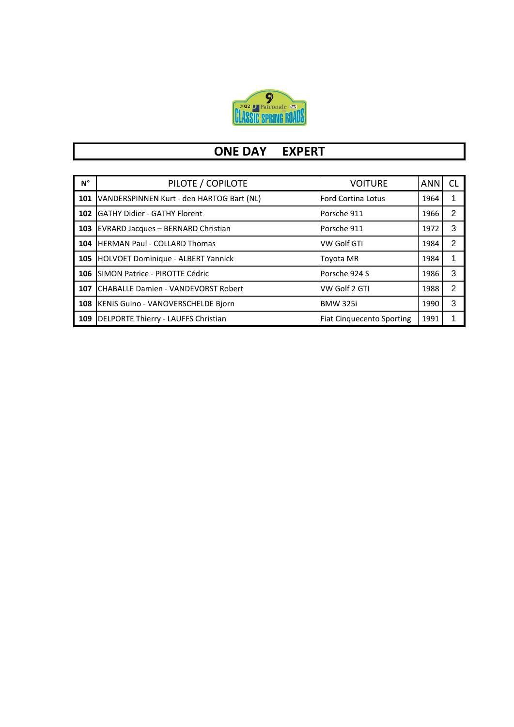# ONE DAY EXPERT

| N° | PILOTE / COPILOTE | VOITURE | ANN | CL |
|---|---|---|---|---|
| **101** | VANDERSPINNEN Kurt - den HARTOG Bart (NL) | Ford Cortina Lotus | 1964 | 1 |
| **102** | GATHY Didier - GATHY Florent | Porsche 911 | 1966 | 2 |
| **103** | EVRARD Jacques – BERNARD Christian | Porsche 911 | 1972 | 3 |
| **104** | HERMAN Paul - COLLARD Thomas | VW Golf GTI | 1984 | 2 |
| **105** | HOLVOET Dominique - ALBERT Yannick | Toyota MR | 1984 | 1 |
| **106** | SIMON Patrice - PIROTTE Cédric | Porsche 924 S | 1986 | 3 |
| **107** | CHABALLE Damien - VANDEVORST Robert | VW Golf 2 GTI | 1988 | 2 |
| **108** | KENIS Guino - VANOVERSCHELDE Bjorn | BMW 325i | 1990 | 3 |
| **109** | DELPORTE Thierry - LAUFFS Christian | Fiat Cinquecento Sporting | 1991 | 1 |